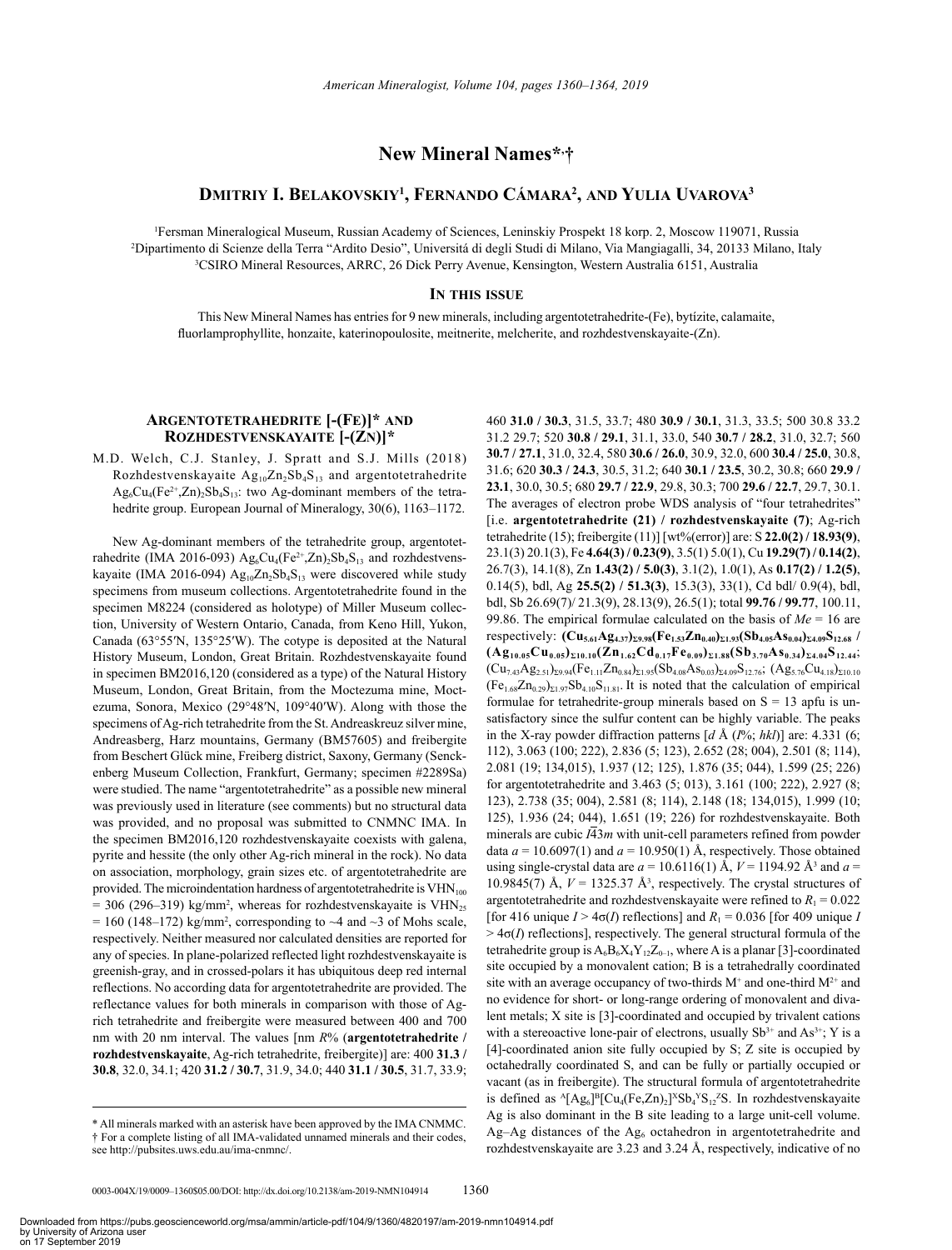# New Mineral Names*,†

## Dmitriy I. Belakovskiy[1], Fernando Cámara[2], and Yulia Uvarova[3]

[1]Fersman Mineralogical Museum, Russian Academy of Sciences, Leninskiy Prospekt 18 korp. 2, Moscow 119071, Russia
[2]Dipartimento di Scienze della Terra "Ardito Desio", Universitá di degli Studi di Milano, Via Mangiagalli, 34, 20133 Milano, Italy
[3]CSIRO Mineral Resources, ARRC, 26 Dick Perry Avenue, Kensington, Western Australia 6151, Australia

### In this issue

This New Mineral Names has entries for 9 new minerals, including argentotetrahedrite-(Fe), bytízite, calamaite, fluorlamprophyllite, honzaite, katerinopoulosite, meitnerite, melcherite, and rozhdestvenskayaite-(Zn).

### Argentotetrahedrite [-(Fe)]* and Rozhdestvenskayaite [-(Zn)]*

M.D. Welch, C.J. Stanley, J. Spratt and S.J. Mills (2018) Rozhdestvenskayaite $Ag_{10}Zn_2Sb_4S_{13}$ and argentotetrahedrite $Ag_6Cu_4(Fe^{2+},Zn)_2Sb_4S_{13}$: two Ag-dominant members of the tetrahedrite group. European Journal of Mineralogy, 30(6), 1163–1172.

New Ag-dominant members of the tetrahedrite group, argentotetrahedrite (IMA 2016-093) $Ag_6Cu_4(Fe^{2+},Zn)_2Sb_4S_{13}$ and rozhdestvenskayaite (IMA 2016-094) $Ag_{10}Zn_2Sb_4S_{13}$ were discovered while study specimens from museum collections. Argentotetrahedrite found in the specimen M8224 (considered as holotype) of Miller Museum collection, University of Western Ontario, Canada, from Keno Hill, Yukon, Canada (63°55′N, 135°25′W). The cotype is deposited at the Natural History Museum, London, Great Britain. Rozhdestvenskayaite found in specimen BM2016,120 (considered as a type) of the Natural History Museum, London, Great Britain, from the Moctezuma mine, Moctezuma, Sonora, Mexico (29°48′N, 109°40′W). Along with those the specimens of Ag-rich tetrahedrite from the St. Andreaskreuz silver mine, Andreasberg, Harz mountains, Germany (BM57605) and freibergite from Beschert Glück mine, Freiberg district, Saxony, Germany (Senckenberg Museum Collection, Frankfurt, Germany; specimen #2289Sa) were studied. The name "argentotetrahedrite" as a possible new mineral was previously used in literature (see comments) but no structural data was provided, and no proposal was submitted to CNMNC IMA. In the specimen BM2016,120 rozhdestvenskayaite coexists with galena, pyrite and hessite (the only other Ag-rich mineral in the rock). No data on association, morphology, grain sizes etc. of argentotetrahedrite are provided. The microindentation hardness of argentotetrahedrite is $VHN_{100}$ = 306 (296–319) kg/mm², whereas for rozhdestvenskayaite is $VHN_{25}$ = 160 (148–172) kg/mm², corresponding to ~4 and ~3 of Mohs scale, respectively. Neither measured nor calculated densities are reported for any of species. In plane-polarized reflected light rozhdestvenskayaite is greenish-gray, and in crossed-polars it has ubiquitous deep red internal reflections. No according data for argentotetrahedrite are provided. The reflectance values for both minerals in comparison with those of Ag-rich tetrahedrite and freibergite were measured between 400 and 700 nm with 20 nm interval. The values [nm *R*% (**argentotetrahedrite / rozhdestvenskayaite**, Ag-rich tetrahedrite, freibergite)] are: 400 **31.3 / 30.8**, 32.0, 34.1; 420 **31.2 / 30.7**, 31.9, 34.0; 440 **31.1 / 30.5**, 31.7, 33.9; 460 **31.0 / 30.3**, 31.5, 33.7; 480 **30.9 / 30.1**, 31.3, 33.5; 500 30.8 33.2 31.2 29.7; 520 **30.8 / 29.1**, 31.1, 33.0, 540 **30.7 / 28.2**, 31.0, 32.7; 560 **30.7 / 27.1**, 31.0, 32.4, 580 **30.6 / 26.0**, 30.9, 32.0, 600 **30.4 / 25.0**, 30.8, 31.6; 620 **30.3 / 24.3**, 30.5, 31.2; 640 **30.1 / 23.5**, 30.2, 30.8; 660 **29.9 / 23.1**, 30.0, 30.5; 680 **29.7 / 22.9**, 29.8, 30.3; 700 **29.6 / 22.7**, 29.7, 30.1. The averages of electron probe WDS analysis of "four tetrahedrites" [i.e. **argentotetrahedrite (21) / rozhdestvenskayaite (7)**; Ag-rich tetrahedrite (15); freibergite (11)] [wt%(error)] are: S **22.0(2) / 18.93(9)**, 23.1(3) 20.1(3), Fe **4.64(3) / 0.23(9)**, 3.5(1) 5.0(1), Cu **19.29(7) / 0.14(2)**, 26.7(3), 14.1(8), Zn **1.43(2) / 5.0(3)**, 3.1(2), 1.0(1), As **0.17(2) / 1.2(5)**, 0.14(5), bdl, Ag **25.5(2) / 51.3(3)**, 15.3(3), 33(1), Cd bdl/ 0.9(4), bdl, bdl, Sb 26.69(7)/ 21.3(9), 28.13(9), 26.5(1); total **99.76 / 99.77**, 100.11, 99.86. The empirical formulae calculated on the basis of *Me* = 16 are respectively: $\mathbf{(Cu_{5.61}Ag_{4.37})_{\Sigma 9.98}(Fe_{1.53}Zn_{0.40})_{\Sigma 1.93}(Sb_{4.05}As_{0.04})_{\Sigma 4.09}S_{12.68}}$ / $\mathbf{(Ag_{10.05}Cu_{0.05})_{\Sigma 10.10}(Zn_{1.62}Cd_{0.17}Fe_{0.09})_{\Sigma 1.88}(Sb_{3.70}As_{0.34})_{\Sigma 4.04}S_{12.44}}$; $(Cu_{7.43}Ag_{2.51})_{\Sigma 9.94}(Fe_{1.11}Zn_{0.84})_{\Sigma 1.95}(Sb_{4.08}As_{0.03})_{\Sigma 4.09}S_{12.76}$; $(Ag_{5.76}Cu_{4.18})_{\Sigma 10.10}(Fe_{1.68}Zn_{0.29})_{\Sigma 1.97}Sb_{4.10}S_{11.81}$. It is noted that the calculation of empirical formulae for tetrahedrite-group minerals based on S = 13 apfu is unsatisfactory since the sulfur content can be highly variable. The peaks in the X-ray powder diffraction patterns [*d* Å (*I*%; *hkl*)] are: 4.331 (6; 112), 3.063 (100; 222), 2.836 (5; 123), 2.652 (28; 004), 2.501 (8; 114), 2.081 (19; 134,015), 1.937 (12; 125), 1.876 (35; 044), 1.599 (25; 226) for argentotetrahedrite and 3.463 (5; 013), 3.161 (100; 222), 2.927 (8; 123), 2.738 (35; 004), 2.581 (8; 114), 2.148 (18; 134,015), 1.999 (10; 125), 1.936 (24; 044), 1.651 (19; 226) for rozhdestvenskayaite. Both minerals are cubic $I\bar{4}3m$ with unit-cell parameters refined from powder data *a* = 10.6097(1) and *a* = 10.950(1) Å, respectively. Those obtained using single-crystal data are *a* = 10.6116(1) Å, *V* = 1194.92 Å³ and *a* = 10.9845(7) Å, *V* = 1325.37 Å³, respectively. The crystal structures of argentotetrahedrite and rozhdestvenskayaite were refined to $R_1$ = 0.022 [for 416 unique $I > 4\sigma(I)$ reflections] and $R_1$ = 0.036 [for 409 unique $I > 4\sigma(I)$ reflections], respectively. The general structural formula of the tetrahedrite group is $A_6B_6X_4Y_{12}Z_{0-1}$, where A is a planar [3]-coordinated site occupied by a monovalent cation; B is a tetrahedrally coordinated site with an average occupancy of two-thirds $M^+$ and one-third $M^{2+}$ and no evidence for short- or long-range ordering of monovalent and divalent metals; X site is [3]-coordinated and occupied by trivalent cations with a stereoactive lone-pair of electrons, usually $Sb^{3+}$ and $As^{3+}$; Y is a [4]-coordinated anion site fully occupied by S; Z site is occupied by octahedrally coordinated S, and can be fully or partially occupied or vacant (as in freibergite). The structural formula of argentotetrahedrite is defined as $^{A}[Ag_6]^{B}[Cu_4(Fe,Zn)_2]^{X}Sb_4{}^{Y}S_{12}{}^{Z}S$. In rozhdestvenskayaite Ag is also dominant in the B site leading to a large unit-cell volume. Ag–Ag distances of the $Ag_6$ octahedron in argentotetrahedrite and rozhdestvenskayaite are 3.23 and 3.24 Å, respectively, indicative of no

\* All minerals marked with an asterisk have been approved by the IMA CNMMC.
† For a complete listing of all IMA-validated unnamed minerals and their codes, see http://pubsites.uws.edu.au/ima-cnmnc/.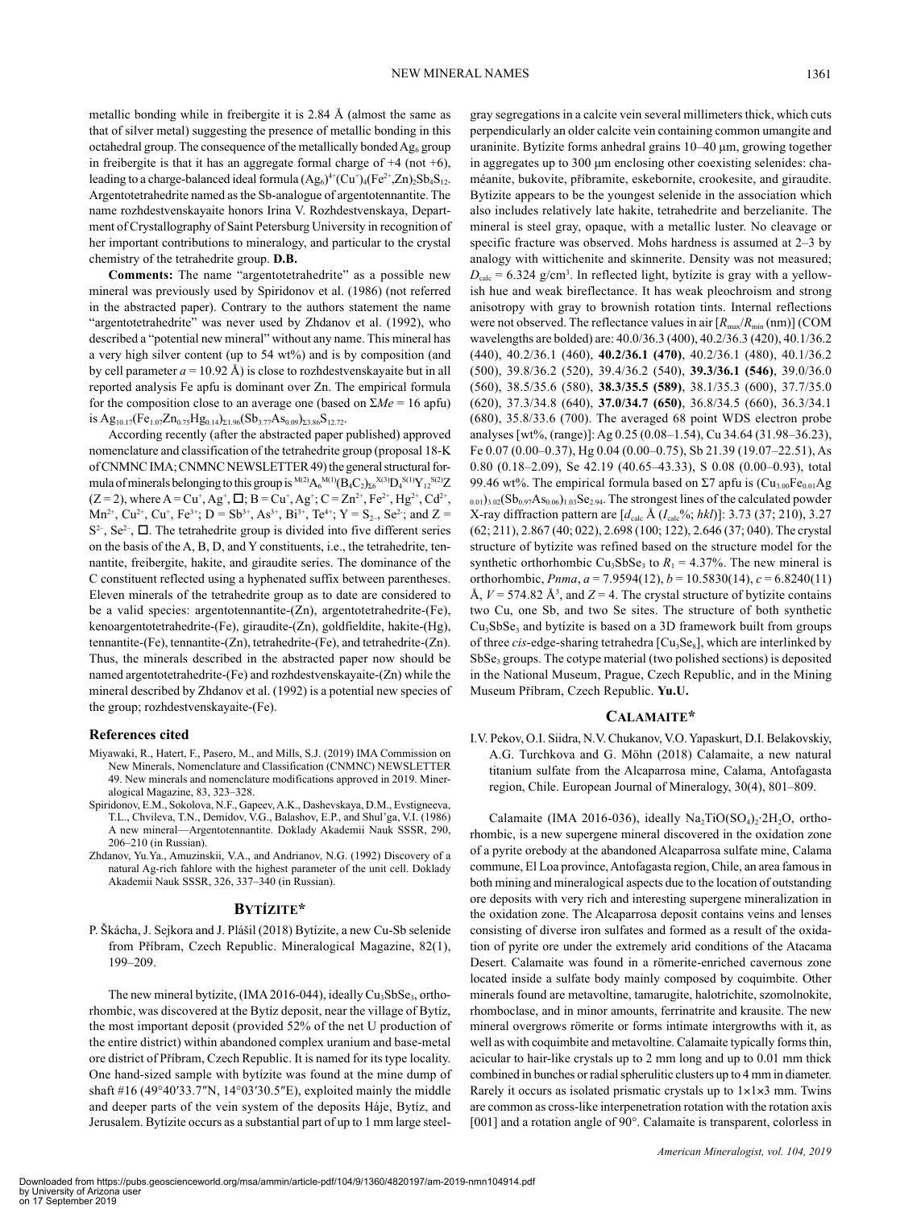metallic bonding while in freibergite it is 2.84 Å (almost the same as that of silver metal) suggesting the presence of metallic bonding in this octahedral group. The consequence of the metallically bonded $Ag_6$ group in freibergite is that it has an aggregate formal charge of +4 (not +6), leading to a charge-balanced ideal formula $(Ag_6)^{4+}(Cu^+)_4(Fe^{2+},Zn)_2Sb_4S_{12}$. Argentotetrahedrite named as the Sb-analogue of argentotennantite. The name rozhdestvenskayaite honors Irina V. Rozhdestvenskaya, Department of Crystallography of Saint Petersburg University in recognition of her important contributions to mineralogy, and particular to the crystal chemistry of the tetrahedrite group. **D.B.**

**Comments:** The name "argentotetrahedrite" as a possible new mineral was previously used by Spiridonov et al. (1986) (not referred in the abstracted paper). Contrary to the authors statement the name "argentotetrahedrite" was never used by Zhdanov et al. (1992), who described a "potential new mineral" without any name. This mineral has a very high silver content (up to 54 wt%) and is by composition (and by cell parameter *a* = 10.92 Å) is close to rozhdestvenskayaite but in all reported analysis Fe apfu is dominant over Zn. The empirical formula for the composition close to an average one (based on Σ*Me* = 16 apfu) is $Ag_{10.17}(Fe_{1.07}Zn_{0.75}Hg_{0.14})_{\Sigma 1.96}(Sb_{3.77}As_{0.09})_{\Sigma 3.86}S_{12.72}$.

According recently (after the abstracted paper published) approved nomenclature and classification of the tetrahedrite group (proposal 18-K of CNMNC IMA; CNMNC NEWSLETTER 49) the general structural formula of minerals belonging to this group is $^{M(2)}A_6{}^{M(1)}(B_4C_2)_{\Sigma 6}{}^{X(3)}D_4{}^{S(1)}Y_{12}{}^{S(2)}Z$ (Z = 2), where A = $Cu^+$, $Ag^+$, □; B = $Cu^+$, $Ag^+$; C = $Zn^{2+}$, $Fe^{2+}$, $Hg^{2+}$, $Cd^{2+}$, $Mn^{2+}$, $Cu^{2+}$, $Cu^+$, $Fe^{3+}$; D = $Sb^{3+}$, $As^{3+}$, $Bi^{3+}$, $Te^{4+}$; Y = $S_{2-}$, $Se^{2-}$; and Z = $S^{2-}$, $Se^{2-}$, □. The tetrahedrite group is divided into five different series on the basis of the A, B, D, and Y constituents, i.e., the tetrahedrite, tennantite, freibergite, hakite, and giraudite series. The dominance of the C constituent reflected using a hyphenated suffix between parentheses. Eleven minerals of the tetrahedrite group as to date are considered to be a valid species: argentotennantite-(Zn), argentotetrahedrite-(Fe), kenoargentotetrahedrite-(Fe), giraudite-(Zn), goldfieldite, hakite-(Hg), tennantite-(Fe), tennantite-(Zn), tetrahedrite-(Fe), and tetrahedrite-(Zn). Thus, the minerals described in the abstracted paper now should be named argentotetrahedrite-(Fe) and rozhdestvenskayaite-(Zn) while the mineral described by Zhdanov et al. (1992) is a potential new species of the group; rozhdestvenskayaite-(Fe).

### References cited

Miyawaki, R., Hatert, F., Pasero, M., and Mills, S.J. (2019) IMA Commission on New Minerals, Nomenclature and Classification (CNMNC) NEWSLETTER 49. New minerals and nomenclature modifications approved in 2019. Mineralogical Magazine, 83, 323–328.

Spiridonov, E.M., Sokolova, N.F., Gapeev, A.K., Dashevskaya, D.M., Evstigneeva, T.L., Chvileva, T.N., Demidov, V.G., Balashov, E.P., and Shul'ga, V.I. (1986) A new mineral—Argentotennantite. Doklady Akademii Nauk SSSR, 290, 206–210 (in Russian).

Zhdanov, Yu.Ya., Amuzinskii, V.A., and Andrianov, N.G. (1992) Discovery of a natural Ag-rich fahlore with the highest parameter of the unit cell. Doklady Akademii Nauk SSSR, 326, 337–340 (in Russian).

## Bytízite*

P. Škácha, J. Sejkora and J. Plášil (2018) Bytízite, a new Cu-Sb selenide from Příbram, Czech Republic. Mineralogical Magazine, 82(1), 199–209.

The new mineral bytízite, (IMA 2016-044), ideally $Cu_3SbSe_3$, orthorhombic, was discovered at the Bytíz deposit, near the village of Bytíz, the most important deposit (provided 52% of the net U production of the entire district) within abandoned complex uranium and base-metal ore district of Příbram, Czech Republic. It is named for its type locality. One hand-sized sample with bytízite was found at the mine dump of shaft #16 (49°40′33.7″N, 14°03′30.5″E), exploited mainly the middle and deeper parts of the vein system of the deposits Háje, Bytíz, and Jerusalem. Bytízite occurs as a substantial part of up to 1 mm large steel-gray segregations in a calcite vein several millimeters thick, which cuts perpendicularly an older calcite vein containing common umangite and uraninite. Bytízite forms anhedral grains 10–40 μm, growing together in aggregates up to 300 μm enclosing other coexisting selenides: chaméanite, bukovite, příbramite, eskebornite, crookesite, and giraudite. Bytízite appears to be the youngest selenide in the association which also includes relatively late hakite, tetrahedrite and berzelianite. The mineral is steel gray, opaque, with a metallic luster. No cleavage or specific fracture was observed. Mohs hardness is assumed at 2–3 by analogy with wittichenite and skinnerite. Density was not measured; $D_{calc}$ = 6.324 g/cm$^3$. In reflected light, bytízite is gray with a yellowish hue and weak bireflectance. It has weak pleochroism and strong anisotropy with gray to brownish rotation tints. Internal reflections were not observed. The reflectance values in air [$R_{max}$/$R_{min}$ (nm)] (COM wavelengths are bolded) are: 40.0/36.3 (400), 40.2/36.3 (420), 40.1/36.2 (440), 40.2/36.1 (460), **40.2/36.1 (470)**, 40.2/36.1 (480), 40.1/36.2 (500), 39.8/36.2 (520), 39.4/36.2 (540), **39.3/36.1 (546)**, 39.0/36.0 (560), 38.5/35.6 (580), **38.3/35.5 (589)**, 38.1/35.3 (600), 37.7/35.0 (620), 37.3/34.8 (640), **37.0/34.7 (650)**, 36.8/34.5 (660), 36.3/34.1 (680), 35.8/33.6 (700). The averaged 68 point WDS electron probe analyses [wt%, (range)]: Ag 0.25 (0.08–1.54), Cu 34.64 (31.98–36.23), Fe 0.07 (0.00–0.37), Hg 0.04 (0.00–0.75), Sb 21.39 (19.07–22.51), As 0.80 (0.18–2.09), Se 42.19 (40.65–43.33), S 0.08 (0.00–0.93), total 99.46 wt%. The empirical formula based on Σ7 apfu is $(Cu_{3.00}Fe_{0.01}Ag_{0.01})_{3.02}(Sb_{0.97}As_{0.06})_{1.03}Se_{2.94}$. The strongest lines of the calculated powder X-ray diffraction pattern are [$d_{calc}$ Å ($I_{calc}$%; *hkl*)]: 3.73 (37; 210), 3.27 (62; 211), 2.867 (40; 022), 2.698 (100; 122), 2.646 (37; 040). The crystal structure of bytízite was refined based on the structure model for the synthetic orthorhombic $Cu_3SbSe_3$ to $R_1$ = 4.37%. The new mineral is orthorhombic, *Pnma*, *a* = 7.9594(12), *b* = 10.5830(14), *c* = 6.8240(11) Å, *V* = 574.82 Å$^3$, and *Z* = 4. The crystal structure of bytízite contains two Cu, one Sb, and two Se sites. The structure of both synthetic $Cu_3SbSe_3$ and bytízite is based on a 3D framework built from groups of three *cis*-edge-sharing tetrahedra [$Cu_3Se_8$], which are interlinked by $SbSe_3$ groups. The cotype material (two polished sections) is deposited in the National Museum, Prague, Czech Republic, and in the Mining Museum Příbram, Czech Republic. **Yu.U.**

## Calamaite*

I.V. Pekov, O.I. Siidra, N.V. Chukanov, V.O. Yapaskurt, D.I. Belakovskiy, A.G. Turchkova and G. Möhn (2018) Calamaite, a new natural titanium sulfate from the Alcaparrosa mine, Calama, Antofagasta region, Chile. European Journal of Mineralogy, 30(4), 801–809.

Calamaite (IMA 2016-036), ideally $Na_2TiO(SO_4)_2{\cdot}2H_2O$, orthorhombic, is a new supergene mineral discovered in the oxidation zone of a pyrite orebody at the abandoned Alcaparrosa sulfate mine, Calama commune, El Loa province, Antofagasta region, Chile, an area famous in both mining and mineralogical aspects due to the location of outstanding ore deposits with very rich and interesting supergene mineralization in the oxidation zone. The Alcaparrosa deposit contains veins and lenses consisting of diverse iron sulfates and formed as a result of the oxidation of pyrite ore under the extremely arid conditions of the Atacama Desert. Calamaite was found in a römerite-enriched cavernous zone located inside a sulfate body mainly composed by coquimbite. Other minerals found are metavoltine, tamarugite, halotrichite, szomolnokite, rhomboclase, and in minor amounts, ferrinatrite and krausite. The new mineral overgrows römerite or forms intimate intergrowths with it, as well as with coquimbite and metavoltine. Calamaite typically forms thin, acicular to hair-like crystals up to 2 mm long and up to 0.01 mm thick combined in bunches or radial spherulitic clusters up to 4 mm in diameter. Rarely it occurs as isolated prismatic crystals up to 1×1×3 mm. Twins are common as cross-like interpenetration rotation with the rotation axis [001] and a rotation angle of 90°. Calamaite is transparent, colorless in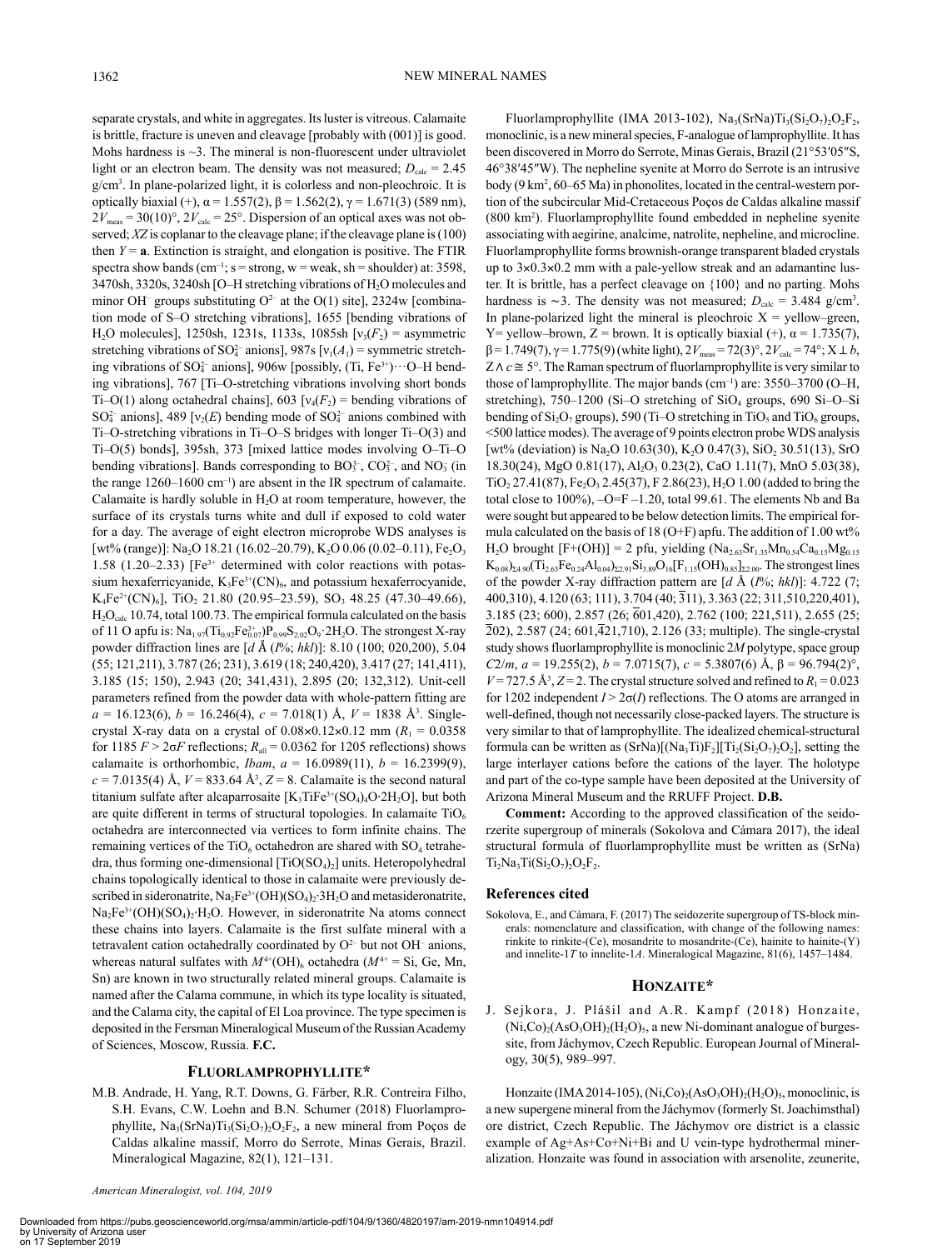separate crystals, and white in aggregates. Its luster is vitreous. Calamaite is brittle, fracture is uneven and cleavage [probably with (001)] is good. Mohs hardness is ~3. The mineral is non-fluorescent under ultraviolet light or an electron beam. The density was not measured; $D_{calc}$ = 2.45 g/cm$^3$. In plane-polarized light, it is colorless and non-pleochroic. It is optically biaxial (+), α = 1.557(2), β = 1.562(2), γ = 1.671(3) (589 nm), $2V_{meas}$ = 30(10)°, $2V_{calc}$ = 25°. Dispersion of an optical axes was not observed; *XZ* is coplanar to the cleavage plane; if the cleavage plane is (100) then *Y* = **a**. Extinction is straight, and elongation is positive. The FTIR spectra show bands (cm$^{-1}$; s = strong, w = weak, sh = shoulder) at: 3598, 3470sh, 3320s, 3240sh [O–H stretching vibrations of $H_2O$ molecules and minor $OH^-$ groups substituting $O^{2-}$ at the O(1) site], 2324w [combination mode of S–O stretching vibrations], 1655 [bending vibrations of $H_2O$ molecules], 1250sh, 1231s, 1133s, 1085sh [$\nu_3(F_2)$ = asymmetric stretching vibrations of $SO_4^{2-}$ anions], 987s [$\nu_1(A_1)$ = symmetric stretching vibrations of $SO_4^{2-}$ anions], 906w [possibly, (Ti, $Fe^{3+}$)···O–H bending vibrations], 767 [Ti–O-stretching vibrations involving short bonds Ti–O(1) along octahedral chains], 603 [$\nu_4(F_2)$ = bending vibrations of $SO_4^{2-}$ anions], 489 [$\nu_2(E)$ bending mode of $SO_4^{2-}$ anions combined with Ti–O-stretching vibrations in Ti–O–S bridges with longer Ti–O(3) and Ti–O(5) bonds], 395sh, 373 [mixed lattice modes involving O–Ti–O bending vibrations]. Bands corresponding to $BO_3^{3-}$, $CO_3^{2-}$, and $NO_3^-$ (in the range 1260–1600 cm$^{-1}$) are absent in the IR spectrum of calamaite. Calamaite is hardly soluble in $H_2O$ at room temperature, however, the surface of its crystals turns white and dull if exposed to cold water for a day. The average of eight electron microprobe WDS analyses is [wt% (range)]: $Na_2O$ 18.21 (16.02–20.79), $K_2O$ 0.06 (0.02–0.11), $Fe_2O_3$ 1.58 (1.20–2.33) [$Fe^{3+}$ determined with color reactions with potassium hexaferricyanide, $K_3Fe^{3+}(CN)_6$, and potassium hexaferrocyanide, $K_4Fe^{2+}(CN)_6$], $TiO_2$ 21.80 (20.95–23.59), $SO_3$ 48.25 (47.30–49.66), $H_2O_{calc}$ 10.74, total 100.73. The empirical formula calculated on the basis of 11 O apfu is: $Na_{1.97}(Ti_{0.92}Fe^{3+}_{0.07})P_{0.99}S_{2.02}O_9·2H_2O$. The strongest X-ray powder diffraction lines are [*d* Å (*I*%; *hkl*)]: 8.10 (100; 020,200), 5.04 (55; 121,211), 3.787 (26; 231), 3.619 (18; 240,420), 3.417 (27; 141,411), 3.185 (15; 150), 2.943 (20; 341,431), 2.895 (20; 132,312). Unit-cell parameters refined from the powder data with whole-pattern fitting are *a* = 16.123(6), *b* = 16.246(4), *c* = 7.018(1) Å, *V* = 1838 Å$^3$. Single-crystal X-ray data on a crystal of 0.08×0.12×0.12 mm ($R_1$ = 0.0358 for 1185 *F* > 2σ*F* reflections; $R_{all}$ = 0.0362 for 1205 reflections) shows calamaite is orthorhombic, *Ibam*, *a* = 16.0989(11), *b* = 16.2399(9), *c* = 7.0135(4) Å, *V* = 833.64 Å$^3$, *Z* = 8. Calamaite is the second natural titanium sulfate after alcaparrosaite [$K_3TiFe^{3+}(SO_4)_4O·2H_2O$], but both are quite different in terms of structural topologies. In calamaite $TiO_6$ octahedra are interconnected via vertices to form infinite chains. The remaining vertices of the $TiO_6$ octahedron are shared with $SO_4$ tetrahedra, thus forming one-dimensional $[TiO(SO_4)_2]$ units. Heteropolyhedral chains topologically identical to those in calamaite were previously described in sideronatrite, $Na_2Fe^{3+}(OH)(SO_4)_2·3H_2O$ and metasideronatrite, $Na_2Fe^{3+}(OH)(SO_4)_2·H_2O$. However, in sideronatrite Na atoms connect these chains into layers. Calamaite is the first sulfate mineral with a tetravalent cation octahedrally coordinated by $O^{2-}$ but not $OH^-$ anions, whereas natural sulfates with $M^{4+}(OH)_6$ octahedra ($M^{4+}$ = Si, Ge, Mn, Sn) are known in two structurally related mineral groups. Calamaite is named after the Calama commune, in which its type locality is situated, and the Calama city, the capital of El Loa province. The type specimen is deposited in the Fersman Mineralogical Museum of the Russian Academy of Sciences, Moscow, Russia. **F.C.**

## FLUORLAMPROPHYLLITE*

M.B. Andrade, H. Yang, R.T. Downs, G. Färber, R.R. Contreira Filho, S.H. Evans, C.W. Loehn and B.N. Schumer (2018) Fluorlamprophyllite, $Na_3(SrNa)Ti_3(Si_2O_7)_2O_2F_2$, a new mineral from Poços de Caldas alkaline massif, Morro do Serrote, Minas Gerais, Brazil. Mineralogical Magazine, 82(1), 121–131.

Fluorlamprophyllite (IMA 2013-102), $Na_3(SrNa)Ti_3(Si_2O_7)_2O_2F_2$, monoclinic, is a new mineral species, F-analogue of lamprophyllite. It has been discovered in Morro do Serrote, Minas Gerais, Brazil (21°53′05″S, 46°38′45″W). The nepheline syenite at Morro do Serrote is an intrusive body (9 km$^2$, 60–65 Ma) in phonolites, located in the central-western portion of the subcircular Mid-Cretaceous Poços de Caldas alkaline massif (800 km$^2$). Fluorlamprophyllite found embedded in nepheline syenite associating with aegirine, analcime, natrolite, nepheline, and microcline. Fluorlamprophyllite forms brownish-orange transparent bladed crystals up to 3×0.3×0.2 mm with a pale-yellow streak and an adamantine luster. It is brittle, has a perfect cleavage on {100} and no parting. Mohs hardness is ∼3. The density was not measured; $D_{calc}$ = 3.484 g/cm$^3$. In plane-polarized light the mineral is pleochroic X = yellow–green, Y= yellow–brown, Z = brown. It is optically biaxial (+), α = 1.735(7), β = 1.749(7), γ = 1.775(9) (white light), $2V_{meas}$ = 72(3)°, $2V_{calc}$ = 74°; X ⊥ *b*, Z ∧ *c* ≅ 5°. The Raman spectrum of fluorlamprophyllite is very similar to those of lamprophyllite. The major bands (cm$^{-1}$) are: 3550–3700 (O–H, stretching), 750–1200 (Si–O stretching of $SiO_4$ groups, 690 Si–O–Si bending of $Si_2O_7$ groups), 590 (Ti–O stretching in $TiO_5$ and $TiO_6$ groups, <500 lattice modes). The average of 9 points electron probe WDS analysis [wt% (deviation) is $Na_2O$ 10.63(30), $K_2O$ 0.47(3), $SiO_2$ 30.51(13), SrO 18.30(24), MgO 0.81(17), $Al_2O_3$ 0.23(2), CaO 1.11(7), MnO 5.03(38), $TiO_2$ 27.41(87), $Fe_2O_3$ 2.45(37), F 2.86(23), $H_2O$ 1.00 (added to bring the total close to 100%), –O=F –1.20, total 99.61. The elements Nb and Ba were sought but appeared to be below detection limits. The empirical formula calculated on the basis of 18 (O+F) apfu. The addition of 1.00 wt% $H_2O$ brought [F+(OH)] = 2 pfu, yielding $(Na_{2.63}Sr_{1.35}Mn_{0.54}Ca_{0.15}Mg_{0.15}K_{0.08})_{\Sigma 4.90}(Ti_{2.63}Fe_{0.24}Al_{0.04})_{\Sigma 2.91}Si_{3.89}O_{16}[F_{1.15}(OH)_{0.85}]_{\Sigma 2.00}$. The strongest lines of the powder X-ray diffraction pattern are [*d* Å (*I*%; *hkl*)]: 4.722 (7; 400,310), 4.120 (63; 111), 3.704 (40; $\overline{3}$11), 3.363 (22; 311,510,220,401), 3.185 (23; 600), 2.857 (26; $\overline{6}$01,420), 2.762 (100; 221,511), 2.655 (25; $\overline{2}$02), 2.587 (24; 601,$\overline{4}$21,710), 2.126 (33; multiple). The single-crystal study shows fluorlamprophyllite is monoclinic 2*M* polytype, space group *C*2/*m*, *a* = 19.255(2), *b* = 7.0715(7), *c* = 5.3807(6) Å, β = 96.794(2)°, *V* = 727.5 Å$^3$, *Z* = 2. The crystal structure solved and refined to $R_1$ = 0.023 for 1202 independent *I* > 2σ(*I*) reflections. The O atoms are arranged in well-defined, though not necessarily close-packed layers. The structure is very similar to that of lamprophyllite. The idealized chemical-structural formula can be written as $(SrNa)[(Na_3Ti)F_2][Ti_2(Si_2O_7)_2O_2]$, setting the large interlayer cations before the cations of the layer. The holotype and part of the co-type sample have been deposited at the University of Arizona Mineral Museum and the RRUFF Project. **D.B.**

**Comment:** According to the approved classification of the seidozerite supergroup of minerals (Sokolova and Cámara 2017), the ideal structural formula of fluorlamprophyllite must be written as $(SrNa)Ti_2Na_3Ti(Si_2O_7)_2O_2F_2$.

### References cited

Sokolova, E., and Cámara, F. (2017) The seidozerite supergroup of TS-block minerals: nomenclature and classification, with change of the following names: rinkite to rinkite-(Ce), mosandrite to mosandrite-(Ce), hainite to hainite-(Y) and innelite-1*T* to innelite-1*A*. Mineralogical Magazine, 81(6), 1457–1484.

## HONZAITE*

J. Sejkora, J. Plášil and A.R. Kampf (2018) Honzaite, $(Ni,Co)_2(AsO_3OH)_2(H_2O)_5$, a new Ni-dominant analogue of burgessite, from Jáchymov, Czech Republic. European Journal of Mineralogy, 30(5), 989–997.

Honzaite (IMA 2014-105), $(Ni,Co)_2(AsO_3OH)_2(H_2O)_5$, monoclinic, is a new supergene mineral from the Jáchymov (formerly St. Joachimsthal) ore district, Czech Republic. The Jáchymov ore district is a classic example of Ag+As+Co+Ni+Bi and U vein-type hydrothermal mineralization. Honzaite was found in association with arsenolite, zeunerite,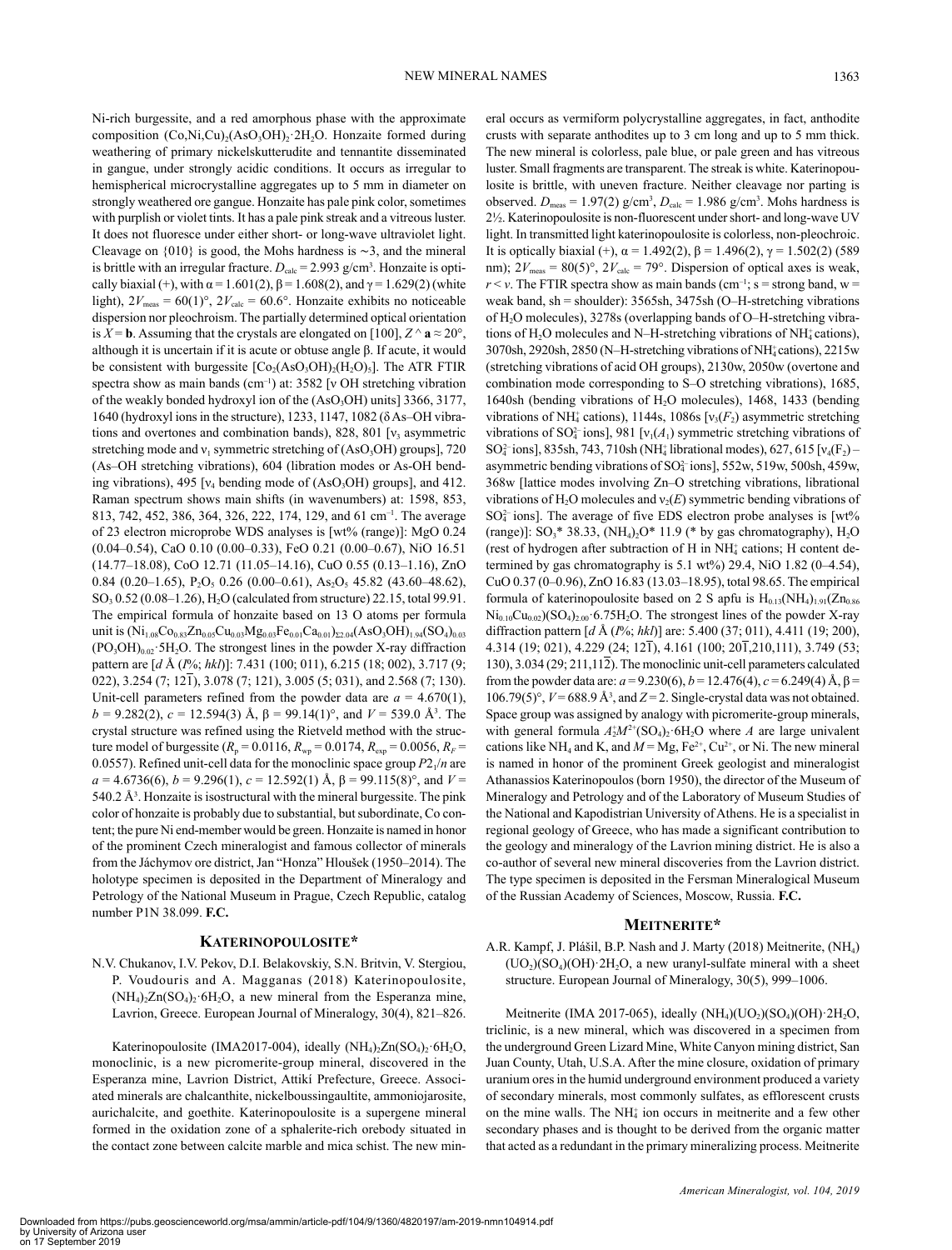Ni-rich burgessite, and a red amorphous phase with the approximate composition $(Co,Ni,Cu)_2(AsO_3OH)_2·2H_2O$. Honzaite formed during weathering of primary nickelskutterudite and tennantite disseminated in gangue, under strongly acidic conditions. It occurs as irregular to hemispherical microcrystalline aggregates up to 5 mm in diameter on strongly weathered ore gangue. Honzaite has pale pink color, sometimes with purplish or violet tints. It has a pale pink streak and a vitreous luster. It does not fluoresce under either short- or long-wave ultraviolet light. Cleavage on {010} is good, the Mohs hardness is ~3, and the mineral is brittle with an irregular fracture. $D_{calc}$ = 2.993 g/cm$^3$. Honzaite is optically biaxial (+), with α = 1.601(2), β = 1.608(2), and γ = 1.629(2) (white light), $2V_{meas}$ = 60(1)°, $2V_{calc}$ = 60.6°. Honzaite exhibits no noticeable dispersion nor pleochroism. The partially determined optical orientation is $X$ = **b**. Assuming that the crystals are elongated on [100], $Z$ ^ **a** ≈ 20°, although it is uncertain if it is acute or obtuse angle β. If acute, it would be consistent with burgessite $[Co_2(AsO_3OH)_2(H_2O)_5]$. The ATR FTIR spectra show as main bands (cm$^{-1}$) at: 3582 [ν OH stretching vibration of the weakly bonded hydroxyl ion of the $(AsO_3OH)$ units] 3366, 3177, 1640 (hydroxyl ions in the structure), 1233, 1147, 1082 (δ As–OH vibrations and overtones and combination bands), 828, 801 [$ν_3$ asymmetric stretching mode and $ν_1$ symmetric stretching of $(AsO_3OH)$ groups], 720 (As–OH stretching vibrations), 604 (libration modes or As-OH bending vibrations), 495 [$ν_4$ bending mode of $(AsO_3OH)$ groups], and 412. Raman spectrum shows main shifts (in wavenumbers) at: 1598, 853, 813, 742, 452, 386, 364, 326, 222, 174, 129, and 61 cm$^{-1}$. The average of 23 electron microprobe WDS analyses is [wt% (range)]: MgO 0.24 (0.04–0.54), CaO 0.10 (0.00–0.33), FeO 0.21 (0.00–0.67), NiO 16.51 (14.77–18.08), CoO 12.71 (11.05–14.16), CuO 0.55 (0.13–1.16), ZnO 0.84 (0.20–1.65), $P_2O_5$ 0.26 (0.00–0.61), $As_2O_5$ 45.82 (43.60–48.62), $SO_3$ 0.52 (0.08–1.26), $H_2O$ (calculated from structure) 22.15, total 99.91. The empirical formula of honzaite based on 13 O atoms per formula unit is $(Ni_{1.08}Co_{0.83}Zn_{0.05}Cu_{0.03}Mg_{0.03}Fe_{0.01}Ca_{0.01})_{Σ2.04}(AsO_3OH)_{1.94}(SO_4)_{0.03}(PO_3OH)_{0.02}·5H_2O$. The strongest lines in the powder X-ray diffraction pattern are [$d$ Å ($I$%; $hkl$)]: 7.431 (100; 011), 6.215 (18; 002), 3.717 (9; 022), 3.254 (7; 12$\bar{1}$), 3.078 (7; 121), 3.005 (5; 031), and 2.568 (7; 130). Unit-cell parameters refined from the powder data are $a$ = 4.670(1), $b$ = 9.282(2), $c$ = 12.594(3) Å, β = 99.14(1)°, and $V$ = 539.0 Å$^3$. The crystal structure was refined using the Rietveld method with the structure model of burgessite ($R_p$ = 0.0116, $R_{wp}$ = 0.0174, $R_{exp}$ = 0.0056, $R_F$ = 0.0557). Refined unit-cell data for the monoclinic space group $P2_1/n$ are $a$ = 4.6736(6), $b$ = 9.296(1), $c$ = 12.592(1) Å, β = 99.115(8)°, and $V$ = 540.2 Å$^3$. Honzaite is isostructural with the mineral burgessite. The pink color of honzaite is probably due to substantial, but subordinate, Co content; the pure Ni end-member would be green. Honzaite is named in honor of the prominent Czech mineralogist and famous collector of minerals from the Jáchymov ore district, Jan "Honza" Hloušek (1950–2014). The holotype specimen is deposited in the Department of Mineralogy and Petrology of the National Museum in Prague, Czech Republic, catalog number P1N 38.099. **F.C.**

## Katerinopoulosite*

N.V. Chukanov, I.V. Pekov, D.I. Belakovskiy, S.N. Britvin, V. Stergiou, P. Voudouris and A. Magganas (2018) Katerinopoulosite, $(NH_4)_2Zn(SO_4)_2·6H_2O$, a new mineral from the Esperanza mine, Lavrion, Greece. European Journal of Mineralogy, 30(4), 821–826.

Katerinopoulosite (IMA2017-004), ideally $(NH_4)_2Zn(SO_4)_2·6H_2O$, monoclinic, is a new picromerite-group mineral, discovered in the Esperanza mine, Lavrion District, Attikí Prefecture, Greece. Associated minerals are chalcanthite, nickelboussingaultite, ammoniojarosite, aurichalcite, and goethite. Katerinopoulosite is a supergene mineral formed in the oxidation zone of a sphalerite-rich orebody situated in the contact zone between calcite marble and mica schist. The new mineral occurs as vermiform polycrystalline aggregates, in fact, anthodite crusts with separate anthodites up to 3 cm long and up to 5 mm thick. The new mineral is colorless, pale blue, or pale green and has vitreous luster. Small fragments are transparent. The streak is white. Katerinopoulosite is brittle, with uneven fracture. Neither cleavage nor parting is observed. $D_{meas}$ = 1.97(2) g/cm$^3$, $D_{calc}$ = 1.986 g/cm$^3$. Mohs hardness is 2½. Katerinopoulosite is non-fluorescent under short- and long-wave UV light. In transmitted light katerinopoulosite is colorless, non-pleochroic. It is optically biaxial (+), α = 1.492(2), β = 1.496(2), γ = 1.502(2) (589 nm); $2V_{meas}$ = 80(5)°, $2V_{calc}$ = 79°. Dispersion of optical axes is weak, $r < v$. The FTIR spectra show as main bands (cm$^{-1}$; s = strong band, w = weak band, sh = shoulder): 3565sh, 3475sh (O–H-stretching vibrations of $H_2O$ molecules), 3278s (overlapping bands of O–H-stretching vibrations of $H_2O$ molecules and N–H-stretching vibrations of $NH_4^+$ cations), 3070sh, 2920sh, 2850 (N–H-stretching vibrations of $NH_4^+$ cations), 2215w (stretching vibrations of acid OH groups), 2130w, 2050w (overtone and combination mode corresponding to S–O stretching vibrations), 1685, 1640sh (bending vibrations of $H_2O$ molecules), 1468, 1433 (bending vibrations of $NH_4^+$ cations), 1144s, 1086s [$ν_3(F_2)$ asymmetric stretching vibrations of $SO_4^{2-}$ ions], 981 [$ν_1(A_1)$ symmetric stretching vibrations of $SO_4^{2-}$ ions], 835sh, 743, 710sh ($NH_4^+$ librational modes), 627, 615 [$ν_4(F_2)$ – asymmetric bending vibrations of $SO_4^{2-}$ ions], 552w, 519w, 500sh, 459w, 368w [lattice modes involving Zn–O stretching vibrations, librational vibrations of $H_2O$ molecules and $ν_2(E)$ symmetric bending vibrations of $SO_4^{2-}$ ions]. The average of five EDS electron probe analyses is [wt% (range)]: $SO_3$* 38.33, $(NH_4)_2O$* 11.9 (* by gas chromatography), $H_2O$ (rest of hydrogen after subtraction of H in $NH_4^+$ cations; H content determined by gas chromatography is 5.1 wt%) 29.4, NiO 1.82 (0–4.54), CuO 0.37 (0–0.96), ZnO 16.83 (13.03–18.95), total 98.65. The empirical formula of katerinopoulosite based on 2 S apfu is $H_{0.13}(NH_4)_{1.91}(Zn_{0.86}Ni_{0.10}Cu_{0.02})(SO_4)_{2.00}·6.75H_2O$. The strongest lines of the powder X-ray diffraction pattern [$d$ Å ($I$%; $hkl$)] are: 5.400 (37; 011), 4.411 (19; 200), 4.314 (19; 021), 4.229 (24; 12$\bar{1}$), 4.161 (100; 20$\bar{1}$,210,111), 3.749 (53; 130), 3.034 (29; 211,11$\bar{2}$). The monoclinic unit-cell parameters calculated from the powder data are: $a$ = 9.230(6), $b$ = 12.476(4), $c$ = 6.249(4) Å, β = 106.79(5)°, $V$ = 688.9 Å$^3$, and $Z$ = 2. Single-crystal data was not obtained. Space group was assigned by analogy with picromerite-group minerals, with general formula $A_2^+M^{2+}(SO_4)_2·6H_2O$ where $A$ are large univalent cations like $NH_4$ and K, and $M$ = Mg, $Fe^{2+}$, $Cu^{2+}$, or Ni. The new mineral is named in honor of the prominent Greek geologist and mineralogist Athanassios Katerinopoulos (born 1950), the director of the Museum of Mineralogy and Petrology and of the Laboratory of Museum Studies of the National and Kapodistrian University of Athens. He is a specialist in regional geology of Greece, who has made a significant contribution to the geology and mineralogy of the Lavrion mining district. He is also a co-author of several new mineral discoveries from the Lavrion district. The type specimen is deposited in the Fersman Mineralogical Museum of the Russian Academy of Sciences, Moscow, Russia. **F.C.**

## Meitnerite*

A.R. Kampf, J. Plášil, B.P. Nash and J. Marty (2018) Meitnerite, $(NH_4)(UO_2)(SO_4)(OH)·2H_2O$, a new uranyl-sulfate mineral with a sheet structure. European Journal of Mineralogy, 30(5), 999–1006.

Meitnerite (IMA 2017-065), ideally $(NH_4)(UO_2)(SO_4)(OH)·2H_2O$, triclinic, is a new mineral, which was discovered in a specimen from the underground Green Lizard Mine, White Canyon mining district, San Juan County, Utah, U.S.A. After the mine closure, oxidation of primary uranium ores in the humid underground environment produced a variety of secondary minerals, most commonly sulfates, as efflorescent crusts on the mine walls. The $NH_4^+$ ion occurs in meitnerite and a few other secondary phases and is thought to be derived from the organic matter that acted as a redundant in the primary mineralizing process. Meitnerite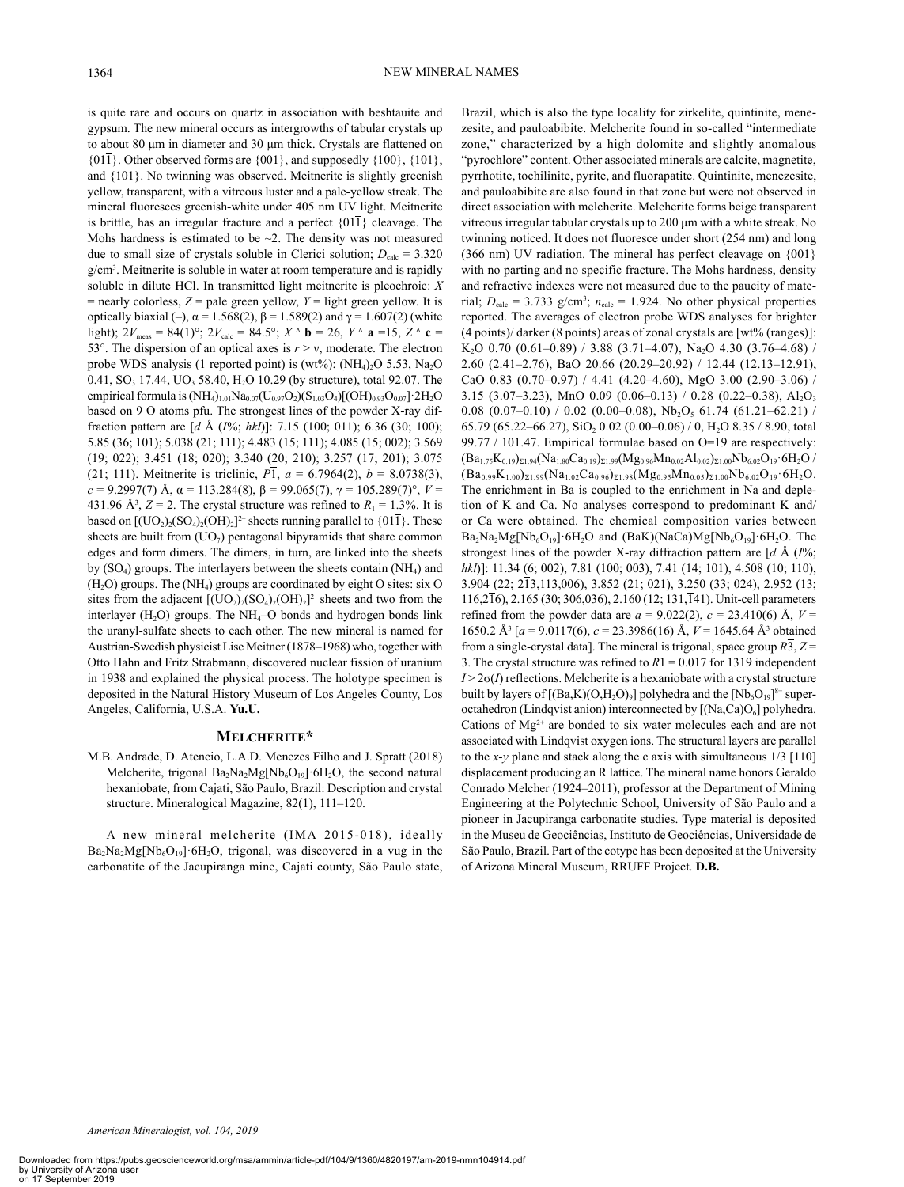is quite rare and occurs on quartz in association with beshtauite and gypsum. The new mineral occurs as intergrowths of tabular crystals up to about 80 μm in diameter and 30 μm thick. Crystals are flattened on {01$\overline{1}$}. Other observed forms are {001}, and supposedly {100}, {101}, and {10$\overline{1}$}. No twinning was observed. Meitnerite is slightly greenish yellow, transparent, with a vitreous luster and a pale-yellow streak. The mineral fluoresces greenish-white under 405 nm UV light. Meitnerite is brittle, has an irregular fracture and a perfect {01$\overline{1}$} cleavage. The Mohs hardness is estimated to be ~2. The density was not measured due to small size of crystals soluble in Clerici solution; $D_{calc}$ = 3.320 g/cm$^3$. Meitnerite is soluble in water at room temperature and is rapidly soluble in dilute HCl. In transmitted light meitnerite is pleochroic: $X$ = nearly colorless, $Z$ = pale green yellow, $Y$ = light green yellow. It is optically biaxial (–), α = 1.568(2), β = 1.589(2) and γ = 1.607(2) (white light); $2V_{meas}$ = 84(1)°; $2V_{calc}$ = 84.5°; $X$ ^ **b** = 26, $Y$ ^ **a** =15, $Z$ ^ **c** = 53°. The dispersion of an optical axes is $r > v$, moderate. The electron probe WDS analysis (1 reported point) is (wt%): $(NH_4)_2O$ 5.53, $Na_2O$ 0.41, $SO_3$ 17.44, $UO_3$ 58.40, $H_2O$ 10.29 (by structure), total 92.07. The empirical formula is $(NH_4)_{1.01}Na_{0.07}(U_{0.97}O_2)(S_{1.03}O_4)[(OH)_{0.93}O_{0.07}]·2H_2O$ based on 9 O atoms pfu. The strongest lines of the powder X-ray diffraction pattern are [$d$ Å ($I$%; $hkl$)]: 7.15 (100; 011); 6.36 (30; 100); 5.85 (36; 101); 5.038 (21; 111); 4.483 (15; 111); 4.085 (15; 002); 3.569 (19; 022); 3.451 (18; 020); 3.340 (20; 210); 3.257 (17; 201); 3.075 (21; 111). Meitnerite is triclinic, $P\overline{1}$, $a$ = 6.7964(2), $b$ = 8.0738(3), $c$ = 9.2997(7) Å, α = 113.284(8), β = 99.065(7), γ = 105.289(7)°, $V$ = 431.96 Å$^3$, $Z$ = 2. The crystal structure was refined to $R_1$ = 1.3%. It is based on $[(UO_2)_2(SO_4)_2(OH)_2]^{2-}$ sheets running parallel to {01$\overline{1}$}. These sheets are built from $(UO_7)$ pentagonal bipyramids that share common edges and form dimers. The dimers, in turn, are linked into the sheets by $(SO_4)$ groups. The interlayers between the sheets contain $(NH_4)$ and $(H_2O)$ groups. The $(NH_4)$ groups are coordinated by eight O sites: six O sites from the adjacent $[(UO_2)_2(SO_4)_2(OH)_2]^{2-}$ sheets and two from the interlayer $(H_2O)$ groups. The $NH_4$–O bonds and hydrogen bonds link the uranyl-sulfate sheets to each other. The new mineral is named for Austrian-Swedish physicist Lise Meitner (1878–1968) who, together with Otto Hahn and Fritz Strabmann, discovered nuclear fission of uranium in 1938 and explained the physical process. The holotype specimen is deposited in the Natural History Museum of Los Angeles County, Los Angeles, California, U.S.A. **Yu.U.**

## MELCHERITE*

M.B. Andrade, D. Atencio, L.A.D. Menezes Filho and J. Spratt (2018) Melcherite, trigonal $Ba_2Na_2Mg[Nb_6O_{19}]·6H_2O$, the second natural hexaniobate, from Cajati, São Paulo, Brazil: Description and crystal structure. Mineralogical Magazine, 82(1), 111–120.

A new mineral melcherite (IMA 2015-018), ideally $Ba_2Na_2Mg[Nb_6O_{19}]·6H_2O$, trigonal, was discovered in a vug in the carbonatite of the Jacupiranga mine, Cajati county, São Paulo state, Brazil, which is also the type locality for zirkelite, quintinite, menezesite, and pauloabibite. Melcherite found in so-called "intermediate zone," characterized by a high dolomite and slightly anomalous "pyrochlore" content. Other associated minerals are calcite, magnetite, pyrrhotite, tochilinite, pyrite, and fluorapatite. Quintinite, menezesite, and pauloabibite are also found in that zone but were not observed in direct association with melcherite. Melcherite forms beige transparent vitreous irregular tabular crystals up to 200 μm with a white streak. No twinning noticed. It does not fluoresce under short (254 nm) and long (366 nm) UV radiation. The mineral has perfect cleavage on {001} with no parting and no specific fracture. The Mohs hardness, density and refractive indexes were not measured due to the paucity of material; $D_{calc}$ = 3.733 g/cm$^3$; $n_{calc}$ = 1.924. No other physical properties reported. The averages of electron probe WDS analyses for brighter (4 points)/ darker (8 points) areas of zonal crystals are [wt% (ranges)]: $K_2O$ 0.70 (0.61–0.89) / 3.88 (3.71–4.07), $Na_2O$ 4.30 (3.76–4.68) / 2.60 (2.41–2.76), BaO 20.66 (20.29–20.92) / 12.44 (12.13–12.91), CaO 0.83 (0.70–0.97) / 4.41 (4.20–4.60), MgO 3.00 (2.90–3.06) / 3.15 (3.07–3.23), MnO 0.09 (0.06–0.13) / 0.28 (0.22–0.38), $Al_2O_3$ 0.08 (0.07–0.10) / 0.02 (0.00–0.08), $Nb_2O_5$ 61.74 (61.21–62.21) / 65.79 (65.22–66.27), $SiO_2$ 0.02 (0.00–0.06) / 0, $H_2O$ 8.35 / 8.90, total 99.77 / 101.47. Empirical formulae based on O=19 are respectively: $(Ba_{1.75}K_{0.19})_{\Sigma 1.94}(Na_{1.80}Ca_{0.19})_{\Sigma 1.99}(Mg_{0.96}Mn_{0.02}Al_{0.02})_{\Sigma 1.00}Nb_{6.02}O_{19}·6H_2O$ / $(Ba_{0.99}K_{1.00})_{\Sigma 1.99}(Na_{1.02}Ca_{0.96})_{\Sigma 1.98}(Mg_{0.95}Mn_{0.05})_{\Sigma 1.00}Nb_{6.00}O_{19}·6H_2O$. The enrichment in Ba is coupled to the enrichment in Na and depletion of K and Ca. No analyses correspond to predominant K and/or Ca were obtained. The chemical composition varies between $Ba_2Na_2Mg[Nb_6O_{19}]·6H_2O$ and $(BaK)(NaCa)Mg[Nb_6O_{19}]·6H_2O$. The strongest lines of the powder X-ray diffraction pattern are [$d$ Å ($I$%; $hkl$)]: 11.34 (6; 002), 7.81 (100; 003), 7.41 (14; 101), 4.508 (10; 110), 3.904 (22; 2$\overline{1}$3,113,006), 3.852 (21; 021), 3.250 (33; 024), 2.952 (13; 116,2$\overline{1}$6), 2.165 (30; 306,036), 2.160 (12; 131,$\overline{1}$41). Unit-cell parameters refined from the powder data are $a$ = 9.022(2), $c$ = 23.410(6) Å, $V$ = 1650.2 Å$^3$ [$a$ = 9.0117(6), $c$ = 23.3986(16) Å, $V$ = 1645.64 Å$^3$ obtained from a single-crystal data]. The mineral is trigonal, space group $R\overline{3}$, $Z$ = 3. The crystal structure was refined to $R1$ = 0.017 for 1319 independent $I > 2\sigma(I)$ reflections. Melcherite is a hexaniobate with a crystal structure built by layers of $[(Ba,K)(O,H_2O)_9]$ polyhedra and the $[Nb_6O_{19}]^{8-}$ superoctahedron (Lindqvist anion) interconnected by $[(Na,Ca)O_6]$ polyhedra. Cations of $Mg^{2+}$ are bonded to six water molecules each and are not associated with Lindqvist oxygen ions. The structural layers are parallel to the $x$-$y$ plane and stack along the c axis with simultaneous 1/3 [110] displacement producing an R lattice. The mineral name honors Geraldo Conrado Melcher (1924–2011), professor at the Department of Mining Engineering at the Polytechnic School, University of São Paulo and a pioneer in Jacupiranga carbonatite studies. Type material is deposited in the Museu de Geociências, Instituto de Geociências, Universidade de São Paulo, Brazil. Part of the cotype has been deposited at the University of Arizona Mineral Museum, RRUFF Project. **D.B.**